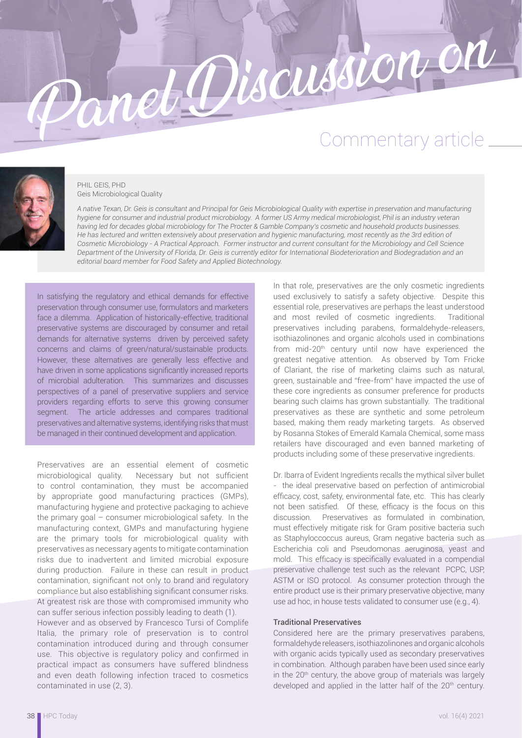# Panel Discussion on

## Commentary article

PHIL GEIS, PHD
Geis Microbiological Quality

*A native Texan, Dr. Geis is consultant and Principal for Geis Microbiological Quality with expertise in preservation and manufacturing hygiene for consumer and industrial product microbiology. A former US Army medical microbiologist, Phil is an industry veteran having led for decades global microbiology for The Procter & Gamble Company's cosmetic and household products businesses. He has lectured and written extensively about preservation and hygienic manufacturing, most recently as the 3rd edition of Cosmetic Microbiology - A Practical Approach. Former instructor and current consultant for the Microbiology and Cell Science Department of the University of Florida, Dr. Geis is currently editor for International Biodeterioration and Biodegradation and an editorial board member for Food Safety and Applied Biotechnology.*

In satisfying the regulatory and ethical demands for effective preservation through consumer use, formulators and marketers face a dilemma. Application of historically-effective, traditional preservative systems are discouraged by consumer and retail demands for alternative systems driven by perceived safety concerns and claims of green/natural/sustainable products. However, these alternatives are generally less effective and have driven in some applications significantly increased reports of microbial adulteration. This summarizes and discusses perspectives of a panel of preservative suppliers and service providers regarding efforts to serve this growing consumer segment. The article addresses and compares traditional preservatives and alternative systems, identifying risks that must be managed in their continued development and application.

Preservatives are an essential element of cosmetic microbiological quality. Necessary but not sufficient to control contamination, they must be accompanied by appropriate good manufacturing practices (GMPs), manufacturing hygiene and protective packaging to achieve the primary goal – consumer microbiological safety. In the manufacturing context, GMPs and manufacturing hygiene are the primary tools for microbiological quality with preservatives as necessary agents to mitigate contamination risks due to inadvertent and limited microbial exposure during production. Failure in these can result in product contamination, significant not only to brand and regulatory compliance but also establishing significant consumer risks. At greatest risk are those with compromised immunity who can suffer serious infection possibly leading to death (1).

However and as observed by Francesco Tursi of Complife Italia, the primary role of preservation is to control contamination introduced during and through consumer use. This objective is regulatory policy and confirmed in practical impact as consumers have suffered blindness and even death following infection traced to cosmetics contaminated in use (2, 3).

In that role, preservatives are the only cosmetic ingredients used exclusively to satisfy a safety objective. Despite this essential role, preservatives are perhaps the least understood and most reviled of cosmetic ingredients. Traditional preservatives including parabens, formaldehyde-releasers, isothiazolinones and organic alcohols used in combinations from mid-20th century until now have experienced the greatest negative attention. As observed by Tom Fricke of Clariant, the rise of marketing claims such as natural, green, sustainable and "free-from" have impacted the use of these core ingredients as consumer preference for products bearing such claims has grown substantially. The traditional preservatives as these are synthetic and some petroleum based, making them ready marketing targets. As observed by Rosanna Stokes of Emerald Kamala Chemical, some mass retailers have discouraged and even banned marketing of products including some of these preservative ingredients.

Dr. Ibarra of Evident Ingredients recalls the mythical silver bullet - the ideal preservative based on perfection of antimicrobial efficacy, cost, safety, environmental fate, etc. This has clearly not been satisfied. Of these, efficacy is the focus on this discussion. Preservatives as formulated in combination, must effectively mitigate risk for Gram positive bacteria such as Staphyloccoccus aureus, Gram negative bacteria such as Escherichia coli and Pseudomonas aeruginosa, yeast and mold. This efficacy is specifically evaluated in a compendial preservative challenge test such as the relevant PCPC, USP, ASTM or ISO protocol. As consumer protection through the entire product use is their primary preservative objective, many use ad hoc, in house tests validated to consumer use (e.g., 4).

### Traditional Preservatives

Considered here are the primary preservatives parabens, formaldehyde releasers, isothiazolinones and organic alcohols with organic acids typically used as secondary preservatives in combination. Although paraben have been used since early in the 20th century, the above group of materials was largely developed and applied in the latter half of the 20th century.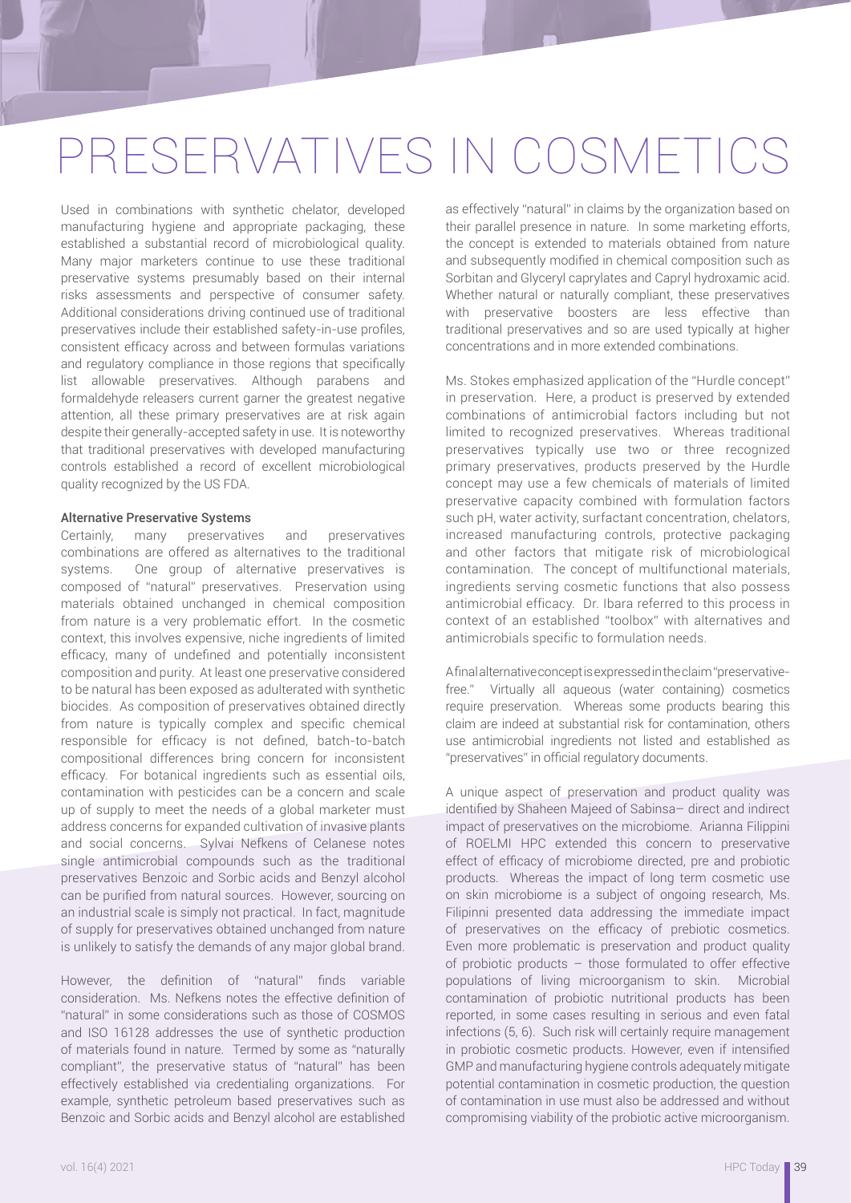# PRESERVATIVES IN COSMETICS

Used in combinations with synthetic chelator, developed manufacturing hygiene and appropriate packaging, these established a substantial record of microbiological quality. Many major marketers continue to use these traditional preservative systems presumably based on their internal risks assessments and perspective of consumer safety. Additional considerations driving continued use of traditional preservatives include their established safety-in-use profiles, consistent efficacy across and between formulas variations and regulatory compliance in those regions that specifically list allowable preservatives. Although parabens and formaldehyde releasers current garner the greatest negative attention, all these primary preservatives are at risk again despite their generally-accepted safety in use. It is noteworthy that traditional preservatives with developed manufacturing controls established a record of excellent microbiological quality recognized by the US FDA.

### Alternative Preservative Systems

Certainly, many preservatives and preservatives combinations are offered as alternatives to the traditional systems. One group of alternative preservatives is composed of "natural" preservatives. Preservation using materials obtained unchanged in chemical composition from nature is a very problematic effort. In the cosmetic context, this involves expensive, niche ingredients of limited efficacy, many of undefined and potentially inconsistent composition and purity. At least one preservative considered to be natural has been exposed as adulterated with synthetic biocides. As composition of preservatives obtained directly from nature is typically complex and specific chemical responsible for efficacy is not defined, batch-to-batch compositional differences bring concern for inconsistent efficacy. For botanical ingredients such as essential oils, contamination with pesticides can be a concern and scale up of supply to meet the needs of a global marketer must address concerns for expanded cultivation of invasive plants and social concerns. Sylvai Nefkens of Celanese notes single antimicrobial compounds such as the traditional preservatives Benzoic and Sorbic acids and Benzyl alcohol can be purified from natural sources. However, sourcing on an industrial scale is simply not practical. In fact, magnitude of supply for preservatives obtained unchanged from nature is unlikely to satisfy the demands of any major global brand.

However, the definition of "natural" finds variable consideration. Ms. Nefkens notes the effective definition of "natural" in some considerations such as those of COSMOS and ISO 16128 addresses the use of synthetic production of materials found in nature. Termed by some as "naturally compliant", the preservative status of "natural" has been effectively established via credentialing organizations. For example, synthetic petroleum based preservatives such as Benzoic and Sorbic acids and Benzyl alcohol are established as effectively "natural" in claims by the organization based on their parallel presence in nature. In some marketing efforts, the concept is extended to materials obtained from nature and subsequently modified in chemical composition such as Sorbitan and Glyceryl caprylates and Capryl hydroxamic acid. Whether natural or naturally compliant, these preservatives with preservative boosters are less effective than traditional preservatives and so are used typically at higher concentrations and in more extended combinations.

Ms. Stokes emphasized application of the "Hurdle concept" in preservation. Here, a product is preserved by extended combinations of antimicrobial factors including but not limited to recognized preservatives. Whereas traditional preservatives typically use two or three recognized primary preservatives, products preserved by the Hurdle concept may use a few chemicals of materials of limited preservative capacity combined with formulation factors such pH, water activity, surfactant concentration, chelators, increased manufacturing controls, protective packaging and other factors that mitigate risk of microbiological contamination. The concept of multifunctional materials, ingredients serving cosmetic functions that also possess antimicrobial efficacy. Dr. Ibara referred to this process in context of an established "toolbox" with alternatives and antimicrobials specific to formulation needs.

A final alternative concept is expressed in the claim "preservative-free." Virtually all aqueous (water containing) cosmetics require preservation. Whereas some products bearing this claim are indeed at substantial risk for contamination, others use antimicrobial ingredients not listed and established as "preservatives" in official regulatory documents.

A unique aspect of preservation and product quality was identified by Shaheen Majeed of Sabinsa– direct and indirect impact of preservatives on the microbiome. Arianna Filippini of ROELMI HPC extended this concern to preservative effect of efficacy of microbiome directed, pre and probiotic products. Whereas the impact of long term cosmetic use on skin microbiome is a subject of ongoing research, Ms. Filipinni presented data addressing the immediate impact of preservatives on the efficacy of prebiotic cosmetics. Even more problematic is preservation and product quality of probiotic products – those formulated to offer effective populations of living microorganism to skin. Microbial contamination of probiotic nutritional products has been reported, in some cases resulting in serious and even fatal infections (5, 6). Such risk will certainly require management in probiotic cosmetic products. However, even if intensified GMP and manufacturing hygiene controls adequately mitigate potential contamination in cosmetic production, the question of contamination in use must also be addressed and without compromising viability of the probiotic active microorganism.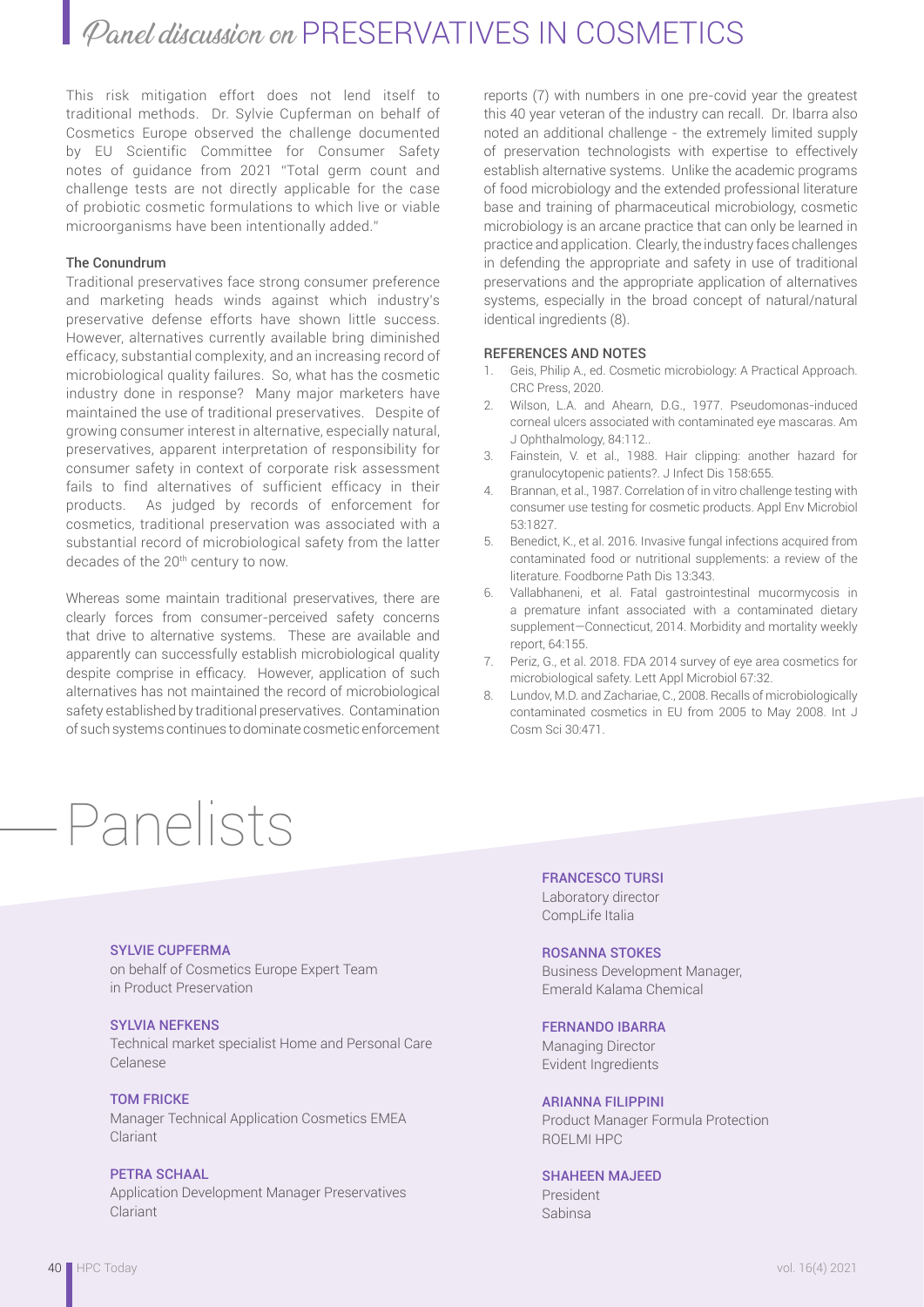# *Panel discussion on* PRESERVATIVES IN COSMETICS

This risk mitigation effort does not lend itself to traditional methods. Dr. Sylvie Cupferman on behalf of Cosmetics Europe observed the challenge documented by EU Scientific Committee for Consumer Safety notes of guidance from 2021 "Total germ count and challenge tests are not directly applicable for the case of probiotic cosmetic formulations to which live or viable microorganisms have been intentionally added."

### The Conundrum

Traditional preservatives face strong consumer preference and marketing heads winds against which industry's preservative defense efforts have shown little success. However, alternatives currently available bring diminished efficacy, substantial complexity, and an increasing record of microbiological quality failures. So, what has the cosmetic industry done in response? Many major marketers have maintained the use of traditional preservatives. Despite of growing consumer interest in alternative, especially natural, preservatives, apparent interpretation of responsibility for consumer safety in context of corporate risk assessment fails to find alternatives of sufficient efficacy in their products. As judged by records of enforcement for cosmetics, traditional preservation was associated with a substantial record of microbiological safety from the latter decades of the 20th century to now.

Whereas some maintain traditional preservatives, there are clearly forces from consumer-perceived safety concerns that drive to alternative systems. These are available and apparently can successfully establish microbiological quality despite comprise in efficacy. However, application of such alternatives has not maintained the record of microbiological safety established by traditional preservatives. Contamination of such systems continues to dominate cosmetic enforcement reports (7) with numbers in one pre-covid year the greatest this 40 year veteran of the industry can recall. Dr. Ibarra also noted an additional challenge - the extremely limited supply of preservation technologists with expertise to effectively establish alternative systems. Unlike the academic programs of food microbiology and the extended professional literature base and training of pharmaceutical microbiology, cosmetic microbiology is an arcane practice that can only be learned in practice and application. Clearly, the industry faces challenges in defending the appropriate and safety in use of traditional preservations and the appropriate application of alternatives systems, especially in the broad concept of natural/natural identical ingredients (8).

### REFERENCES AND NOTES

1. Geis, Philip A., ed. Cosmetic microbiology: A Practical Approach. CRC Press, 2020.
2. Wilson, L.A. and Ahearn, D.G., 1977. Pseudomonas-induced corneal ulcers associated with contaminated eye mascaras. Am J Ophthalmology, 84:112..
3. Fainstein, V. et al., 1988. Hair clipping: another hazard for granulocytopenic patients?. J Infect Dis 158:655.
4. Brannan, et al., 1987. Correlation of in vitro challenge testing with consumer use testing for cosmetic products. Appl Env Microbiol 53:1827.
5. Benedict, K., et al. 2016. Invasive fungal infections acquired from contaminated food or nutritional supplements: a review of the literature. Foodborne Path Dis 13:343.
6. Vallabhaneni, et al. Fatal gastrointestinal mucormycosis in a premature infant associated with a contaminated dietary supplement—Connecticut, 2014. Morbidity and mortality weekly report, 64:155.
7. Periz, G., et al. 2018. FDA 2014 survey of eye area cosmetics for microbiological safety. Lett Appl Microbiol 67:32.
8. Lundov, M.D. and Zachariae, C., 2008. Recalls of microbiologically contaminated cosmetics in EU from 2005 to May 2008. Int J Cosm Sci 30:471.

## Panelists

**SYLVIE CUPFERMA**
on behalf of Cosmetics Europe Expert Team in Product Preservation

**SYLVIA NEFKENS**
Technical market specialist Home and Personal Care
Celanese

**TOM FRICKE**
Manager Technical Application Cosmetics EMEA
Clariant

**PETRA SCHAAL**
Application Development Manager Preservatives
Clariant

**FRANCESCO TURSI**
Laboratory director
CompLife Italia

**ROSANNA STOKES**
Business Development Manager,
Emerald Kalama Chemical

**FERNANDO IBARRA**
Managing Director
Evident Ingredients

**ARIANNA FILIPPINI**
Product Manager Formula Protection
ROELMI HPC

**SHAHEEN MAJEED**
President
Sabinsa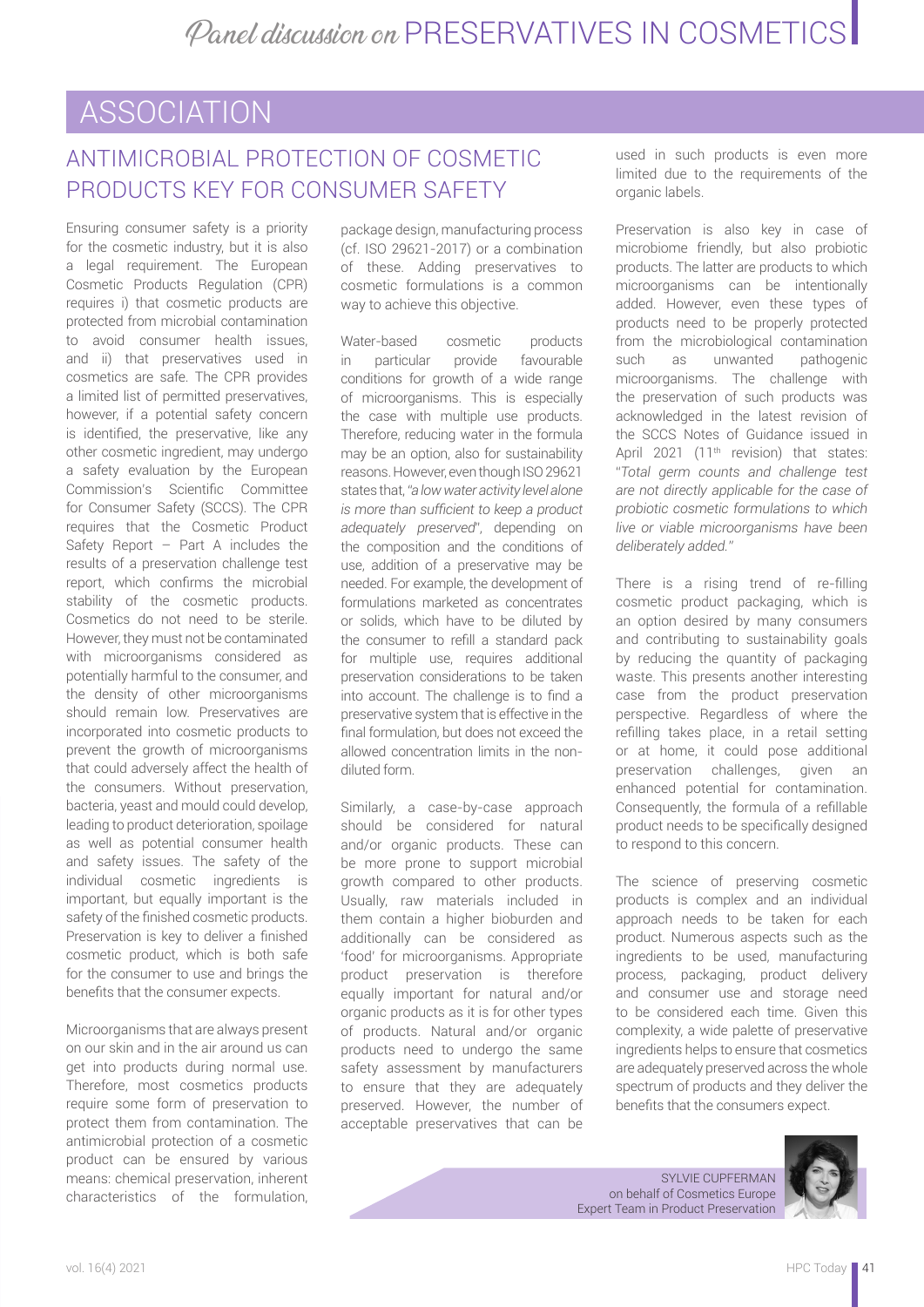## ASSOCIATION

### ANTIMICROBIAL PROTECTION OF COSMETIC PRODUCTS KEY FOR CONSUMER SAFETY

Ensuring consumer safety is a priority for the cosmetic industry, but it is also a legal requirement. The European Cosmetic Products Regulation (CPR) requires i) that cosmetic products are protected from microbial contamination to avoid consumer health issues, and ii) that preservatives used in cosmetics are safe. The CPR provides a limited list of permitted preservatives, however, if a potential safety concern is identified, the preservative, like any other cosmetic ingredient, may undergo a safety evaluation by the European Commission's Scientific Committee for Consumer Safety (SCCS). The CPR requires that the Cosmetic Product Safety Report – Part A includes the results of a preservation challenge test report, which confirms the microbial stability of the cosmetic products. Cosmetics do not need to be sterile. However, they must not be contaminated with microorganisms considered as potentially harmful to the consumer, and the density of other microorganisms should remain low. Preservatives are incorporated into cosmetic products to prevent the growth of microorganisms that could adversely affect the health of the consumers. Without preservation, bacteria, yeast and mould could develop, leading to product deterioration, spoilage as well as potential consumer health and safety issues. The safety of the individual cosmetic ingredients is important, but equally important is the safety of the finished cosmetic products. Preservation is key to deliver a finished cosmetic product, which is both safe for the consumer to use and brings the benefits that the consumer expects.

Microorganisms that are always present on our skin and in the air around us can get into products during normal use. Therefore, most cosmetics products require some form of preservation to protect them from contamination. The antimicrobial protection of a cosmetic product can be ensured by various means: chemical preservation, inherent characteristics of the formulation, package design, manufacturing process (cf. ISO 29621-2017) or a combination of these. Adding preservatives to cosmetic formulations is a common way to achieve this objective.

Water-based cosmetic products in particular provide favourable conditions for growth of a wide range of microorganisms. This is especially the case with multiple use products. Therefore, reducing water in the formula may be an option, also for sustainability reasons. However, even though ISO 29621 states that, *"a low water activity level alone is more than sufficient to keep a product adequately preserved"*, depending on the composition and the conditions of use, addition of a preservative may be needed. For example, the development of formulations marketed as concentrates or solids, which have to be diluted by the consumer to refill a standard pack for multiple use, requires additional preservation considerations to be taken into account. The challenge is to find a preservative system that is effective in the final formulation, but does not exceed the allowed concentration limits in the non-diluted form.

Similarly, a case-by-case approach should be considered for natural and/or organic products. These can be more prone to support microbial growth compared to other products. Usually, raw materials included in them contain a higher bioburden and additionally can be considered as 'food' for microorganisms. Appropriate product preservation is therefore equally important for natural and/or organic products as it is for other types of products. Natural and/or organic products need to undergo the same safety assessment by manufacturers to ensure that they are adequately preserved. However, the number of acceptable preservatives that can be used in such products is even more limited due to the requirements of the organic labels.

Preservation is also key in case of microbiome friendly, but also probiotic products. The latter are products to which microorganisms can be intentionally added. However, even these types of products need to be properly protected from the microbiological contamination such as unwanted pathogenic microorganisms. The challenge with the preservation of such products was acknowledged in the latest revision of the SCCS Notes of Guidance issued in April 2021 (11th revision) that states: *"Total germ counts and challenge test are not directly applicable for the case of probiotic cosmetic formulations to which live or viable microorganisms have been deliberately added."*

There is a rising trend of re-filling cosmetic product packaging, which is an option desired by many consumers and contributing to sustainability goals by reducing the quantity of packaging waste. This presents another interesting case from the product preservation perspective. Regardless of where the refilling takes place, in a retail setting or at home, it could pose additional preservation challenges, given an enhanced potential for contamination. Consequently, the formula of a refillable product needs to be specifically designed to respond to this concern.

The science of preserving cosmetic products is complex and an individual approach needs to be taken for each product. Numerous aspects such as the ingredients to be used, manufacturing process, packaging, product delivery and consumer use and storage need to be considered each time. Given this complexity, a wide palette of preservative ingredients helps to ensure that cosmetics are adequately preserved across the whole spectrum of products and they deliver the benefits that the consumers expect.

SYLVIE CUPFERMAN
on behalf of Cosmetics Europe
Expert Team in Product Preservation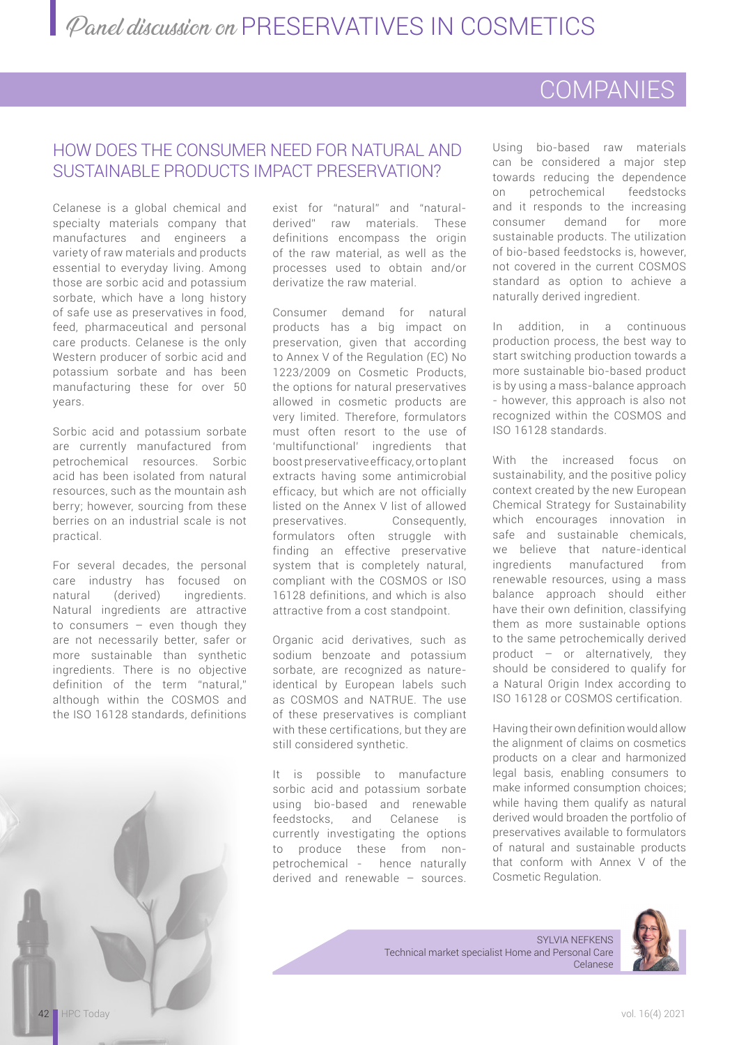# *Panel discussion on* PRESERVATIVES IN COSMETICS

## COMPANIES

### HOW DOES THE CONSUMER NEED FOR NATURAL AND SUSTAINABLE PRODUCTS IMPACT PRESERVATION?

Celanese is a global chemical and specialty materials company that manufactures and engineers a variety of raw materials and products essential to everyday living. Among those are sorbic acid and potassium sorbate, which have a long history of safe use as preservatives in food, feed, pharmaceutical and personal care products. Celanese is the only Western producer of sorbic acid and potassium sorbate and has been manufacturing these for over 50 years.

Sorbic acid and potassium sorbate are currently manufactured from petrochemical resources. Sorbic acid has been isolated from natural resources, such as the mountain ash berry; however, sourcing from these berries on an industrial scale is not practical.

For several decades, the personal care industry has focused on natural (derived) ingredients. Natural ingredients are attractive to consumers – even though they are not necessarily better, safer or more sustainable than synthetic ingredients. There is no objective definition of the term "natural," although within the COSMOS and the ISO 16128 standards, definitions exist for "natural" and "natural-derived" raw materials. These definitions encompass the origin of the raw material, as well as the processes used to obtain and/or derivatize the raw material.

Consumer demand for natural products has a big impact on preservation, given that according to Annex V of the Regulation (EC) No 1223/2009 on Cosmetic Products, the options for natural preservatives allowed in cosmetic products are very limited. Therefore, formulators must often resort to the use of 'multifunctional' ingredients that boost preservative efficacy, or to plant extracts having some antimicrobial efficacy, but which are not officially listed on the Annex V list of allowed preservatives. Consequently, formulators often struggle with finding an effective preservative system that is completely natural, compliant with the COSMOS or ISO 16128 definitions, and which is also attractive from a cost standpoint.

Organic acid derivatives, such as sodium benzoate and potassium sorbate, are recognized as nature-identical by European labels such as COSMOS and NATRUE. The use of these preservatives is compliant with these certifications, but they are still considered synthetic.

It is possible to manufacture sorbic acid and potassium sorbate using bio-based and renewable feedstocks, and Celanese is currently investigating the options to produce these from non-petrochemical - hence naturally derived and renewable – sources. Using bio-based raw materials can be considered a major step towards reducing the dependence on petrochemical feedstocks and it responds to the increasing consumer demand for more sustainable products. The utilization of bio-based feedstocks is, however, not covered in the current COSMOS standard as option to achieve a naturally derived ingredient.

In addition, in a continuous production process, the best way to start switching production towards a more sustainable bio-based product is by using a mass-balance approach - however, this approach is also not recognized within the COSMOS and ISO 16128 standards.

With the increased focus on sustainability, and the positive policy context created by the new European Chemical Strategy for Sustainability which encourages innovation in safe and sustainable chemicals, we believe that nature-identical ingredients manufactured from renewable resources, using a mass balance approach should either have their own definition, classifying them as more sustainable options to the same petrochemically derived product – or alternatively, they should be considered to qualify for a Natural Origin Index according to ISO 16128 or COSMOS certification.

Having their own definition would allow the alignment of claims on cosmetics products on a clear and harmonized legal basis, enabling consumers to make informed consumption choices; while having them qualify as natural derived would broaden the portfolio of preservatives available to formulators of natural and sustainable products that conform with Annex V of the Cosmetic Regulation.

SYLVIA NEFKENS
Technical market specialist Home and Personal Care
Celanese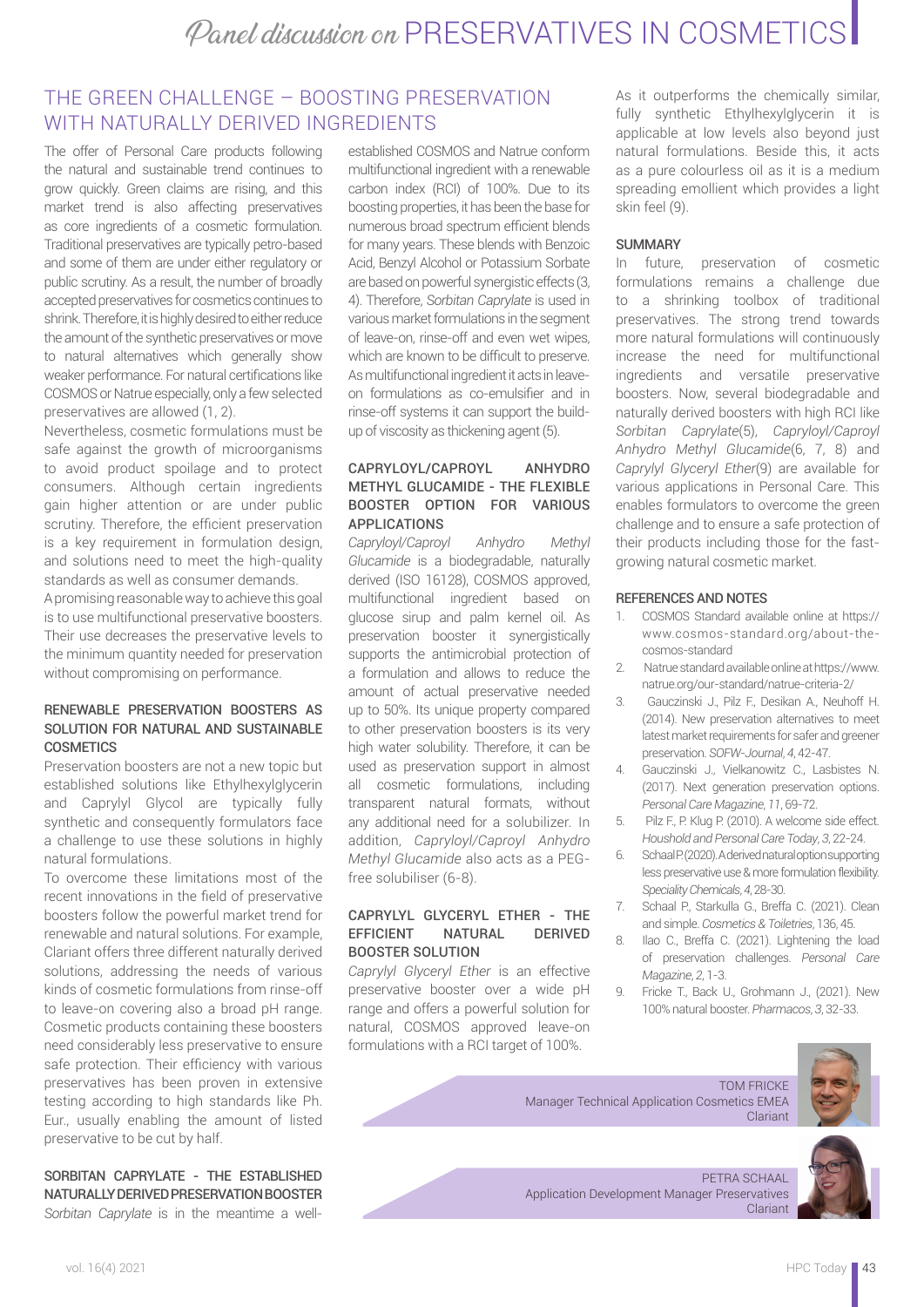## THE GREEN CHALLENGE – BOOSTING PRESERVATION WITH NATURALLY DERIVED INGREDIENTS

The offer of Personal Care products following the natural and sustainable trend continues to grow quickly. Green claims are rising, and this market trend is also affecting preservatives as core ingredients of a cosmetic formulation. Traditional preservatives are typically petro-based and some of them are under either regulatory or public scrutiny. As a result, the number of broadly accepted preservatives for cosmetics continues to shrink. Therefore, it is highly desired to either reduce the amount of the synthetic preservatives or move to natural alternatives which generally show weaker performance. For natural certifications like COSMOS or Natrue especially, only a few selected preservatives are allowed (1, 2).

Nevertheless, cosmetic formulations must be safe against the growth of microorganisms to avoid product spoilage and to protect consumers. Although certain ingredients gain higher attention or are under public scrutiny. Therefore, the efficient preservation is a key requirement in formulation design, and solutions need to meet the high-quality standards as well as consumer demands.

A promising reasonable way to achieve this goal is to use multifunctional preservative boosters. Their use decreases the preservative levels to the minimum quantity needed for preservation without compromising on performance.

### RENEWABLE PRESERVATION BOOSTERS AS SOLUTION FOR NATURAL AND SUSTAINABLE COSMETICS

Preservation boosters are not a new topic but established solutions like Ethylhexylglycerin and Caprylyl Glycol are typically fully synthetic and consequently formulators face a challenge to use these solutions in highly natural formulations.

To overcome these limitations most of the recent innovations in the field of preservative boosters follow the powerful market trend for renewable and natural solutions. For example, Clariant offers three different naturally derived solutions, addressing the needs of various kinds of cosmetic formulations from rinse-off to leave-on covering also a broad pH range. Cosmetic products containing these boosters need considerably less preservative to ensure safe protection. Their efficiency with various preservatives has been proven in extensive testing according to high standards like Ph. Eur., usually enabling the amount of listed preservative to be cut by half.

### SORBITAN CAPRYLATE - THE ESTABLISHED NATURALLY DERIVED PRESERVATION BOOSTER

*Sorbitan Caprylate* is in the meantime a well-established COSMOS and Natrue conform multifunctional ingredient with a renewable carbon index (RCI) of 100%. Due to its boosting properties, it has been the base for numerous broad spectrum efficient blends for many years. These blends with Benzoic Acid, Benzyl Alcohol or Potassium Sorbate are based on powerful synergistic effects (3, 4). Therefore, *Sorbitan Caprylate* is used in various market formulations in the segment of leave-on, rinse-off and even wet wipes, which are known to be difficult to preserve. As multifunctional ingredient it acts in leave-on formulations as co-emulsifier and in rinse-off systems it can support the build-up of viscosity as thickening agent (5).

### CAPRYLOYL/CAPROYL ANHYDRO METHYL GLUCAMIDE - THE FLEXIBLE BOOSTER OPTION FOR VARIOUS APPLICATIONS

*Capryloyl/Caproyl Anhydro Methyl Glucamide* is a biodegradable, naturally derived (ISO 16128), COSMOS approved, multifunctional ingredient based on glucose sirup and palm kernel oil. As preservation booster it synergistically supports the antimicrobial protection of a formulation and allows to reduce the amount of actual preservative needed up to 50%. Its unique property compared to other preservation boosters is its very high water solubility. Therefore, it can be used as preservation support in almost all cosmetic formulations, including transparent natural formats, without any additional need for a solubilizer. In addition, *Capryloyl/Caproyl Anhydro Methyl Glucamide* also acts as a PEG-free solubiliser (6-8).

### CAPRYLYL GLYCERYL ETHER - THE EFFICIENT NATURAL DERIVED BOOSTER SOLUTION

*Caprylyl Glyceryl Ether* is an effective preservative booster over a wide pH range and offers a powerful solution for natural, COSMOS approved leave-on formulations with a RCI target of 100%. As it outperforms the chemically similar, fully synthetic Ethylhexylglycerin it is applicable at low levels also beyond just natural formulations. Beside this, it acts as a pure colourless oil as it is a medium spreading emollient which provides a light skin feel (9).

### SUMMARY

In future, preservation of cosmetic formulations remains a challenge due to a shrinking toolbox of traditional preservatives. The strong trend towards more natural formulations will continuously increase the need for multifunctional ingredients and versatile preservative boosters. Now, several biodegradable and naturally derived boosters with high RCI like *Sorbitan Caprylate*(5), *Capryloyl/Caproyl Anhydro Methyl Glucamide*(6, 7, 8) and *Caprylyl Glyceryl Ether*(9) are available for various applications in Personal Care. This enables formulators to overcome the green challenge and to ensure a safe protection of their products including those for the fast-growing natural cosmetic market.

### REFERENCES AND NOTES

1. COSMOS Standard available online at https://www.cosmos-standard.org/about-the-cosmos-standard
2. Natrue standard available online at https://www.natrue.org/our-standard/natrue-criteria-2/
3. Gauczinski J., Pilz F., Desikan A., Neuhoff H. (2014). New preservation alternatives to meet latest market requirements for safer and greener preservation. *SOFW-Journal*, *4*, 42-47.
4. Gauczinski J., Vielkanowitz C., Lasbistes N. (2017). Next generation preservation options. *Personal Care Magazine*, *11*, 69-72.
5. Pilz F., P. Klug P. (2010). A welcome side effect. *Houshold and Personal Care Today*, *3*, 22-24.
6. Schaal P. (2020). A derived natural option supporting less preservative use & more formulation flexibility. *Speciality Chemicals*, *4*, 28-30.
7. Schaal P., Starkulla G., Breffa C. (2021). Clean and simple. *Cosmetics & Toiletries*, 136, 45.
8. Ilao C., Breffa C. (2021). Lightening the load of preservation challenges. *Personal Care Magazine*, *2*, 1-3.
9. Fricke T., Back U., Grohmann J., (2021). New 100% natural booster. *Pharmacos*, *3*, 32-33.

TOM FRICKE
Manager Technical Application Cosmetics EMEA
Clariant

PETRA SCHAAL
Application Development Manager Preservatives
Clariant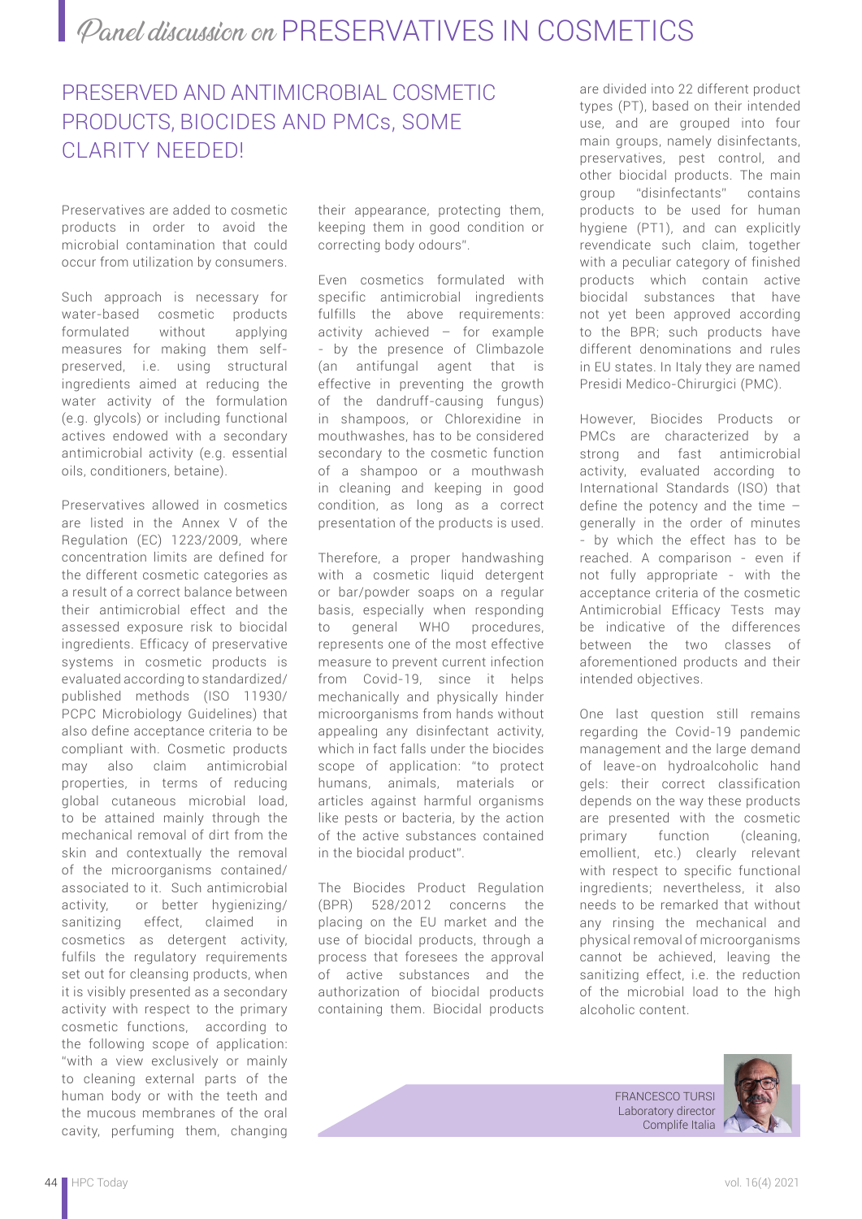# Panel discussion on PRESERVATIVES IN COSMETICS

## PRESERVED AND ANTIMICROBIAL COSMETIC PRODUCTS, BIOCIDES AND PMCs, SOME CLARITY NEEDED!

Preservatives are added to cosmetic products in order to avoid the microbial contamination that could occur from utilization by consumers.

Such approach is necessary for water-based cosmetic products formulated without applying measures for making them self-preserved, i.e. using structural ingredients aimed at reducing the water activity of the formulation (e.g. glycols) or including functional actives endowed with a secondary antimicrobial activity (e.g. essential oils, conditioners, betaine).

Preservatives allowed in cosmetics are listed in the Annex V of the Regulation (EC) 1223/2009, where concentration limits are defined for the different cosmetic categories as a result of a correct balance between their antimicrobial effect and the assessed exposure risk to biocidal ingredients. Efficacy of preservative systems in cosmetic products is evaluated according to standardized/published methods (ISO 11930/PCPC Microbiology Guidelines) that also define acceptance criteria to be compliant with. Cosmetic products may also claim antimicrobial properties, in terms of reducing global cutaneous microbial load, to be attained mainly through the mechanical removal of dirt from the skin and contextually the removal of the microorganisms contained/associated to it. Such antimicrobial activity, or better hygienizing/sanitizing effect, claimed in cosmetics as detergent activity, fulfils the regulatory requirements set out for cleansing products, when it is visibly presented as a secondary activity with respect to the primary cosmetic functions, according to the following scope of application: "with a view exclusively or mainly to cleaning external parts of the human body or with the teeth and the mucous membranes of the oral cavity, perfuming them, changing their appearance, protecting them, keeping them in good condition or correcting body odours".

Even cosmetics formulated with specific antimicrobial ingredients fulfills the above requirements: activity achieved – for example - by the presence of Climbazole (an antifungal agent that is effective in preventing the growth of the dandruff-causing fungus) in shampoos, or Chlorexidine in mouthwashes, has to be considered secondary to the cosmetic function of a shampoo or a mouthwash in cleaning and keeping in good condition, as long as a correct presentation of the products is used.

Therefore, a proper handwashing with a cosmetic liquid detergent or bar/powder soaps on a regular basis, especially when responding to general WHO procedures, represents one of the most effective measure to prevent current infection from Covid-19, since it helps mechanically and physically hinder microorganisms from hands without appealing any disinfectant activity, which in fact falls under the biocides scope of application: "to protect humans, animals, materials or articles against harmful organisms like pests or bacteria, by the action of the active substances contained in the biocidal product".

The Biocides Product Regulation (BPR) 528/2012 concerns the placing on the EU market and the use of biocidal products, through a process that foresees the approval of active substances and the authorization of biocidal products containing them. Biocidal products are divided into 22 different product types (PT), based on their intended use, and are grouped into four main groups, namely disinfectants, preservatives, pest control, and other biocidal products. The main group "disinfectants" contains products to be used for human hygiene (PT1), and can explicitly revendicate such claim, together with a peculiar category of finished products which contain active biocidal substances that have not yet been approved according to the BPR; such products have different denominations and rules in EU states. In Italy they are named Presidi Medico-Chirurgici (PMC).

However, Biocides Products or PMCs are characterized by a strong and fast antimicrobial activity, evaluated according to International Standards (ISO) that define the potency and the time – generally in the order of minutes - by which the effect has to be reached. A comparison - even if not fully appropriate - with the acceptance criteria of the cosmetic Antimicrobial Efficacy Tests may be indicative of the differences between the two classes of aforementioned products and their intended objectives.

One last question still remains regarding the Covid-19 pandemic management and the large demand of leave-on hydroalcoholic hand gels: their correct classification depends on the way these products are presented with the cosmetic primary function (cleaning, emollient, etc.) clearly relevant with respect to specific functional ingredients; nevertheless, it also needs to be remarked that without any rinsing the mechanical and physical removal of microorganisms cannot be achieved, leaving the sanitizing effect, i.e. the reduction of the microbial load to the high alcoholic content.

FRANCESCO TURSI
Laboratory director
Complife Italia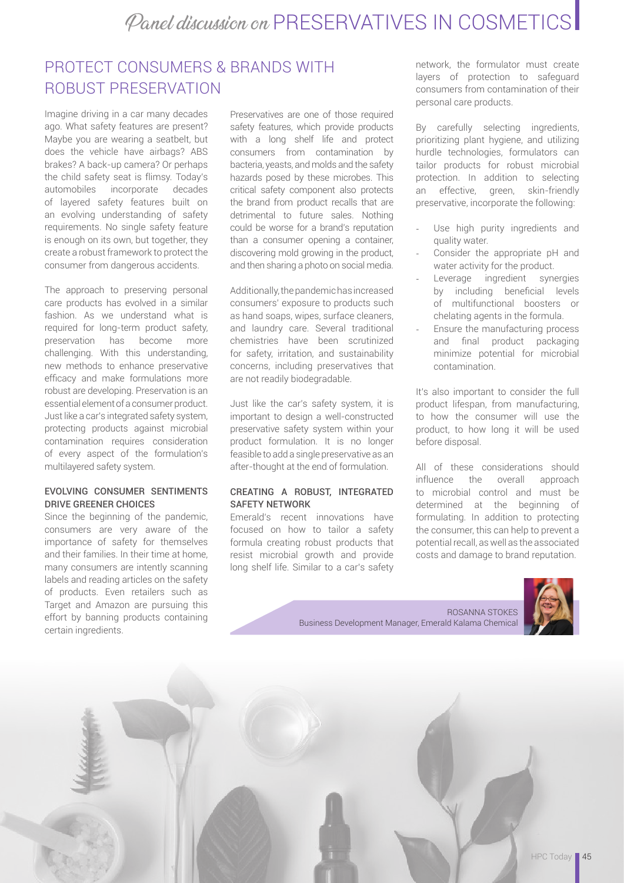## PROTECT CONSUMERS & BRANDS WITH ROBUST PRESERVATION

Imagine driving in a car many decades ago. What safety features are present? Maybe you are wearing a seatbelt, but does the vehicle have airbags? ABS brakes? A back-up camera? Or perhaps the child safety seat is flimsy. Today's automobiles incorporate decades of layered safety features built on an evolving understanding of safety requirements. No single safety feature is enough on its own, but together, they create a robust framework to protect the consumer from dangerous accidents.

The approach to preserving personal care products has evolved in a similar fashion. As we understand what is required for long-term product safety, preservation has become more challenging. With this understanding, new methods to enhance preservative efficacy and make formulations more robust are developing. Preservation is an essential element of a consumer product. Just like a car's integrated safety system, protecting products against microbial contamination requires consideration of every aspect of the formulation's multilayered safety system.

### EVOLVING CONSUMER SENTIMENTS DRIVE GREENER CHOICES

Since the beginning of the pandemic, consumers are very aware of the importance of safety for themselves and their families. In their time at home, many consumers are intently scanning labels and reading articles on the safety of products. Even retailers such as Target and Amazon are pursuing this effort by banning products containing certain ingredients.

Preservatives are one of those required safety features, which provide products with a long shelf life and protect consumers from contamination by bacteria, yeasts, and molds and the safety hazards posed by these microbes. This critical safety component also protects the brand from product recalls that are detrimental to future sales. Nothing could be worse for a brand's reputation than a consumer opening a container, discovering mold growing in the product, and then sharing a photo on social media.

Additionally, the pandemic has increased consumers' exposure to products such as hand soaps, wipes, surface cleaners, and laundry care. Several traditional chemistries have been scrutinized for safety, irritation, and sustainability concerns, including preservatives that are not readily biodegradable.

Just like the car's safety system, it is important to design a well-constructed preservative safety system within your product formulation. It is no longer feasible to add a single preservative as an after-thought at the end of formulation.

### CREATING A ROBUST, INTEGRATED SAFETY NETWORK

Emerald's recent innovations have focused on how to tailor a safety formula creating robust products that resist microbial growth and provide long shelf life. Similar to a car's safety network, the formulator must create layers of protection to safeguard consumers from contamination of their personal care products.

By carefully selecting ingredients, prioritizing plant hygiene, and utilizing hurdle technologies, formulators can tailor products for robust microbial protection. In addition to selecting an effective, green, skin-friendly preservative, incorporate the following:

- Use high purity ingredients and quality water.
- Consider the appropriate pH and water activity for the product.
- Leverage ingredient synergies by including beneficial levels of multifunctional boosters or chelating agents in the formula.
- Ensure the manufacturing process and final product packaging minimize potential for microbial contamination.

It's also important to consider the full product lifespan, from manufacturing, to how the consumer will use the product, to how long it will be used before disposal.

All of these considerations should influence the overall approach to microbial control and must be determined at the beginning of formulating. In addition to protecting the consumer, this can help to prevent a potential recall, as well as the associated costs and damage to brand reputation.

ROSANNA STOKES
Business Development Manager, Emerald Kalama Chemical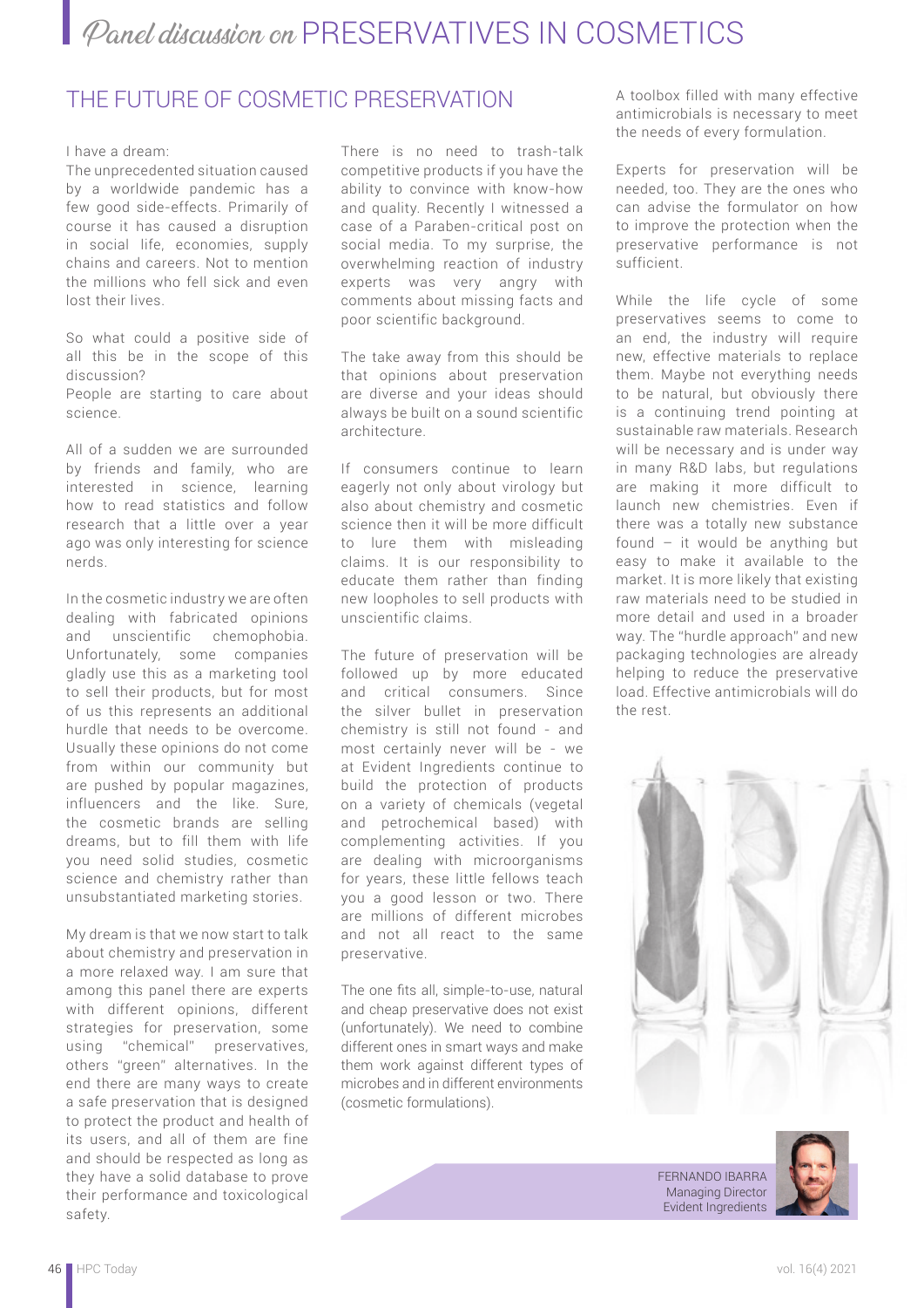# *Panel discussion on* PRESERVATIVES IN COSMETICS

## THE FUTURE OF COSMETIC PRESERVATION

I have a dream:
The unprecedented situation caused by a worldwide pandemic has a few good side-effects. Primarily of course it has caused a disruption in social life, economies, supply chains and careers. Not to mention the millions who fell sick and even lost their lives.

So what could a positive side of all this be in the scope of this discussion?
People are starting to care about science.

All of a sudden we are surrounded by friends and family, who are interested in science, learning how to read statistics and follow research that a little over a year ago was only interesting for science nerds.

In the cosmetic industry we are often dealing with fabricated opinions and unscientific chemophobia. Unfortunately, some companies gladly use this as a marketing tool to sell their products, but for most of us this represents an additional hurdle that needs to be overcome. Usually these opinions do not come from within our community but are pushed by popular magazines, influencers and the like. Sure, the cosmetic brands are selling dreams, but to fill them with life you need solid studies, cosmetic science and chemistry rather than unsubstantiated marketing stories.

My dream is that we now start to talk about chemistry and preservation in a more relaxed way. I am sure that among this panel there are experts with different opinions, different strategies for preservation, some using "chemical" preservatives, others "green" alternatives. In the end there are many ways to create a safe preservation that is designed to protect the product and health of its users, and all of them are fine and should be respected as long as they have a solid database to prove their performance and toxicological safety.

There is no need to trash-talk competitive products if you have the ability to convince with know-how and quality. Recently I witnessed a case of a Paraben-critical post on social media. To my surprise, the overwhelming reaction of industry experts was very angry with comments about missing facts and poor scientific background.

The take away from this should be that opinions about preservation are diverse and your ideas should always be built on a sound scientific architecture.

If consumers continue to learn eagerly not only about virology but also about chemistry and cosmetic science then it will be more difficult to lure them with misleading claims. It is our responsibility to educate them rather than finding new loopholes to sell products with unscientific claims.

The future of preservation will be followed up by more educated and critical consumers. Since the silver bullet in preservation chemistry is still not found - and most certainly never will be - we at Evident Ingredients continue to build the protection of products on a variety of chemicals (vegetal and petrochemical based) with complementing activities. If you are dealing with microorganisms for years, these little fellows teach you a good lesson or two. There are millions of different microbes and not all react to the same preservative.

The one fits all, simple-to-use, natural and cheap preservative does not exist (unfortunately). We need to combine different ones in smart ways and make them work against different types of microbes and in different environments (cosmetic formulations).

A toolbox filled with many effective antimicrobials is necessary to meet the needs of every formulation.

Experts for preservation will be needed, too. They are the ones who can advise the formulator on how to improve the protection when the preservative performance is not sufficient.

While the life cycle of some preservatives seems to come to an end, the industry will require new, effective materials to replace them. Maybe not everything needs to be natural, but obviously there is a continuing trend pointing at sustainable raw materials. Research will be necessary and is under way in many R&D labs, but regulations are making it more difficult to launch new chemistries. Even if there was a totally new substance found – it would be anything but easy to make it available to the market. It is more likely that existing raw materials need to be studied in more detail and used in a broader way. The "hurdle approach" and new packaging technologies are already helping to reduce the preservative load. Effective antimicrobials will do the rest.

FERNANDO IBARRA
Managing Director
Evident Ingredients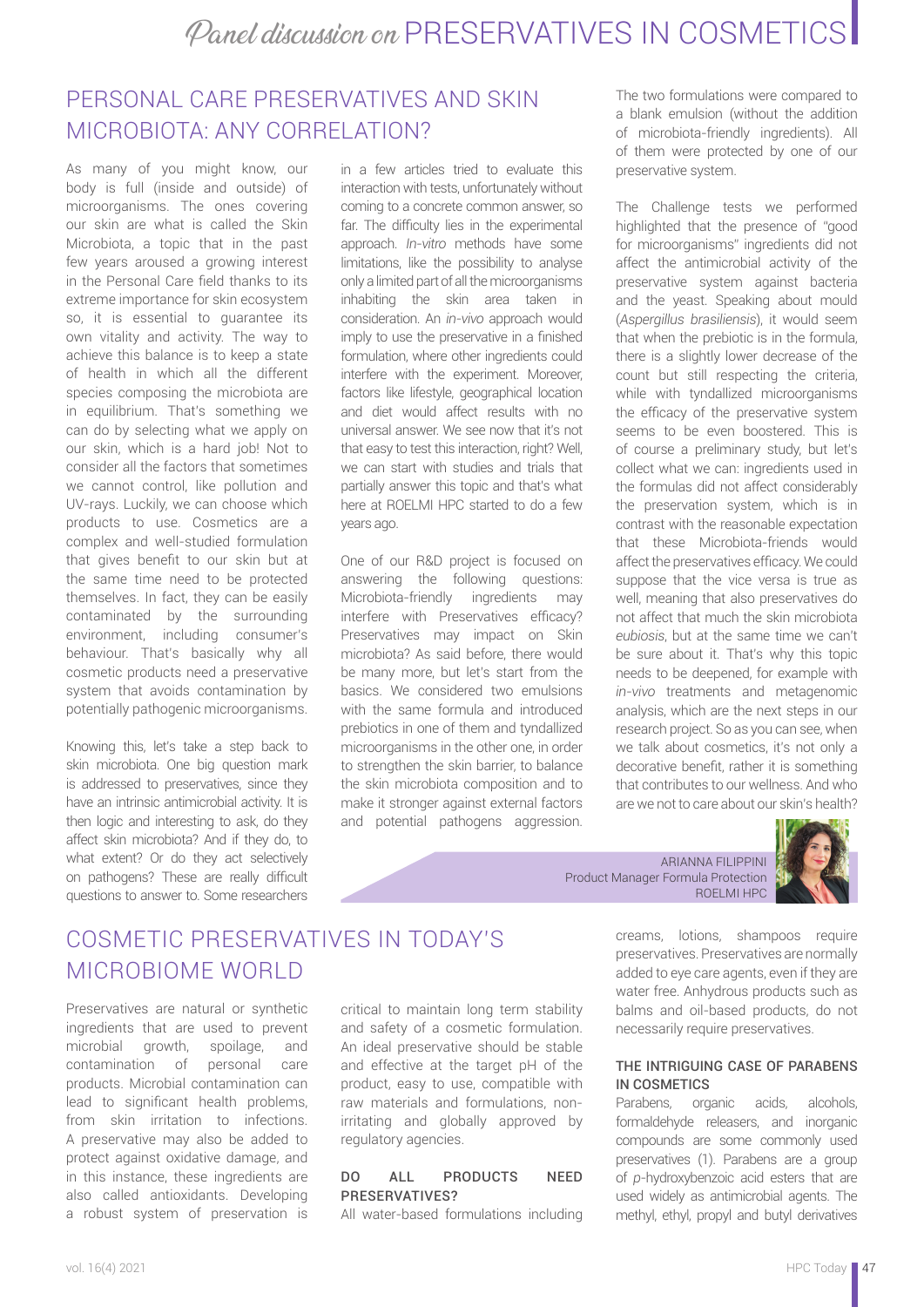## PERSONAL CARE PRESERVATIVES AND SKIN MICROBIOTA: ANY CORRELATION?

As many of you might know, our body is full (inside and outside) of microorganisms. The ones covering our skin are what is called the Skin Microbiota, a topic that in the past few years aroused a growing interest in the Personal Care field thanks to its extreme importance for skin ecosystem so, it is essential to guarantee its own vitality and activity. The way to achieve this balance is to keep a state of health in which all the different species composing the microbiota are in equilibrium. That's something we can do by selecting what we apply on our skin, which is a hard job! Not to consider all the factors that sometimes we cannot control, like pollution and UV-rays. Luckily, we can choose which products to use. Cosmetics are a complex and well-studied formulation that gives benefit to our skin but at the same time need to be protected themselves. In fact, they can be easily contaminated by the surrounding environment, including consumer's behaviour. That's basically why all cosmetic products need a preservative system that avoids contamination by potentially pathogenic microorganisms.

Knowing this, let's take a step back to skin microbiota. One big question mark is addressed to preservatives, since they have an intrinsic antimicrobial activity. It is then logic and interesting to ask, do they affect skin microbiota? And if they do, to what extent? Or do they act selectively on pathogens? These are really difficult questions to answer to. Some researchers in a few articles tried to evaluate this interaction with tests, unfortunately without coming to a concrete common answer, so far. The difficulty lies in the experimental approach. *In-vitro* methods have some limitations, like the possibility to analyse only a limited part of all the microorganisms inhabiting the skin area taken in consideration. An *in-vivo* approach would imply to use the preservative in a finished formulation, where other ingredients could interfere with the experiment. Moreover, factors like lifestyle, geographical location and diet would affect results with no universal answer. We see now that it's not that easy to test this interaction, right? Well, we can start with studies and trials that partially answer this topic and that's what here at ROELMI HPC started to do a few years ago.

One of our R&D project is focused on answering the following questions: Microbiota-friendly ingredients may interfere with Preservatives efficacy? Preservatives may impact on Skin microbiota? As said before, there would be many more, but let's start from the basics. We considered two emulsions with the same formula and introduced prebiotics in one of them and tyndallized microorganisms in the other one, in order to strengthen the skin barrier, to balance the skin microbiota composition and to make it stronger against external factors and potential pathogens aggression. The two formulations were compared to a blank emulsion (without the addition of microbiota-friendly ingredients). All of them were protected by one of our preservative system.

The Challenge tests we performed highlighted that the presence of "good for microorganisms" ingredients did not affect the antimicrobial activity of the preservative system against bacteria and the yeast. Speaking about mould (*Aspergillus brasiliensis*), it would seem that when the prebiotic is in the formula, there is a slightly lower decrease of the count but still respecting the criteria, while with tyndallized microorganisms the efficacy of the preservative system seems to be even boostered. This is of course a preliminary study, but let's collect what we can: ingredients used in the formulas did not affect considerably the preservation system, which is in contrast with the reasonable expectation that these Microbiota-friends would affect the preservatives efficacy. We could suppose that the vice versa is true as well, meaning that also preservatives do not affect that much the skin microbiota *eubiosis*, but at the same time we can't be sure about it. That's why this topic needs to be deepened, for example with *in-vivo* treatments and metagenomic analysis, which are the next steps in our research project. So as you can see, when we talk about cosmetics, it's not only a decorative benefit, rather it is something that contributes to our wellness. And who are we not to care about our skin's health?

ARIANNA FILIPPINI
Product Manager Formula Protection
ROELMI HPC

## COSMETIC PRESERVATIVES IN TODAY'S MICROBIOME WORLD

Preservatives are natural or synthetic ingredients that are used to prevent microbial growth, spoilage, and contamination of personal care products. Microbial contamination can lead to significant health problems, from skin irritation to infections. A preservative may also be added to protect against oxidative damage, and in this instance, these ingredients are also called antioxidants. Developing a robust system of preservation is critical to maintain long term stability and safety of a cosmetic formulation. An ideal preservative should be stable and effective at the target pH of the product, easy to use, compatible with raw materials and formulations, non-irritating and globally approved by regulatory agencies.

### DO ALL PRODUCTS NEED PRESERVATIVES?

All water-based formulations including creams, lotions, shampoos require preservatives. Preservatives are normally added to eye care agents, even if they are water free. Anhydrous products such as balms and oil-based products, do not necessarily require preservatives.

### THE INTRIGUING CASE OF PARABENS IN COSMETICS

Parabens, organic acids, alcohols, formaldehyde releasers, and inorganic compounds are some commonly used preservatives (1). Parabens are a group of *p*-hydroxybenzoic acid esters that are used widely as antimicrobial agents. The methyl, ethyl, propyl and butyl derivatives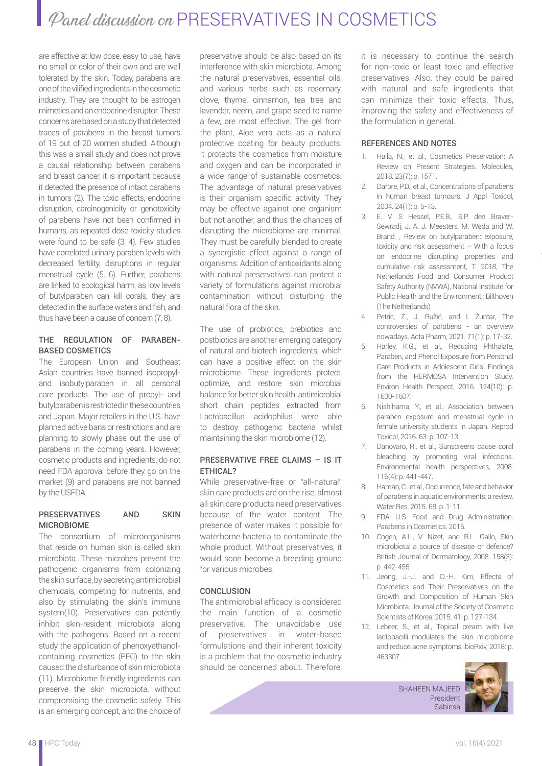are effective at low dose, easy to use, have no smell or color of their own and are well tolerated by the skin. Today, parabens are one of the vilified ingredients in the cosmetic industry. They are thought to be estrogen mimetics and an endocrine disruptor. These concerns are based on a study that detected traces of parabens in the breast tumors of 19 out of 20 women studied. Although this was a small study and does not prove a causal relationship between parabens and breast cancer, it is important because it detected the presence of intact parabens in tumors (2). The toxic effects, endocrine disruption, carcinogenicity or genotoxicity of parabens have not been confirmed in humans, as repeated dose toxicity studies were found to be safe (3, 4). Few studies have correlated urinary paraben levels with decreased fertility, disruptions in regular menstrual cycle (5, 6). Further, parabens are linked to ecological harm, as low levels of butylparaben can kill corals, they are detected in the surface waters and fish, and thus have been a cause of concern (7, 8).

### THE REGULATION OF PARABEN-BASED COSMETICS

The European Union and Southeast Asian countries have banned isopropyl- and isobutylparaben in all personal care products. The use of propyl- and butylparaben is restricted in these countries and Japan. Major retailers in the U.S. have planned active bans or restrictions and are planning to slowly phase out the use of parabens in the coming years. However, cosmetic products and ingredients, do not need FDA approval before they go on the market (9) and parabens are not banned by the USFDA.

### PRESERVATIVES AND SKIN MICROBIOME

The consortium of microorganisms that reside on human skin is called skin microbiota. These microbes prevent the pathogenic organisms from colonizing the skin surface, by secreting antimicrobial chemicals, competing for nutrients, and also by stimulating the skin's immune system(10). Preservatives can potently inhibit skin-resident microbiota along with the pathogens. Based on a recent study the application of phenoxyethanol-containing cosmetics (PEC) to the skin caused the disturbance of skin microbiota (11). Microbiome friendly ingredients can preserve the skin microbiota, without compromising the cosmetic safety. This is an emerging concept, and the choice of preservative should be also based on its interference with skin microbiota. Among the natural preservatives, essential oils, and various herbs such as rosemary, clove, thyme, cinnamon, tea tree and lavender, neem, and grape seed to name a few, are most effective. The gel from the plant, Aloe vera acts as a natural protective coating for beauty products. It protects the cosmetics from moisture and oxygen and can be incorporated in a wide range of sustainable cosmetics. The advantage of natural preservatives is their organism specific activity. They may be effective against one organism but not another, and thus the chances of disrupting the microbiome are minimal. They must be carefully blended to create a synergistic effect against a range of organisms. Addition of antioxidants along with natural preservatives can protect a variety of formulations against microbial contamination without disturbing the natural flora of the skin.

The use of probiotics, prebiotics and postbiotics are another emerging category of natural and biotech ingredients, which can have a positive effect on the skin microbiome. These ingredients protect, optimize, and restore skin microbial balance for better skin health: antimicrobial short chain peptides extracted from Lactobacillus acidophilus were able to destroy pathogenic bacteria whilst maintaining the skin microbiome (12).

### PRESERVATIVE FREE CLAIMS – IS IT ETHICAL?

While preservative-free or "all-natural" skin care products are on the rise, almost all skin care products need preservatives because of the water content. The presence of water makes it possible for waterborne bacteria to contaminate the whole product. Without preservatives, it would soon become a breeding ground for various microbes.

### CONCLUSION

The antimicrobial efficacy is considered the main function of a cosmetic preservative. The unavoidable use of preservatives in water-based formulations and their inherent toxicity is a problem that the cosmetic industry should be concerned about. Therefore, it is necessary to continue the search for non-toxic or least toxic and effective preservatives. Also, they could be paired with natural and safe ingredients that can minimize their toxic effects. Thus, improving the safety and effectiveness of the formulation in general.

### REFERENCES AND NOTES

1. Halla, N., et al., Cosmetics Preservation: A Review on Present Strategies. Molecules, 2018. 23(7): p. 1571.
2. Darbre, P.D., et al., Concentrations of parabens in human breast tumours. J Appl Toxicol, 2004. 24(1): p. 5-13.
3. E. V. S Hessel, P.E.B., S.P. den Braver-Sewradj, J. A. J. Meesters, M. Weda and W. Brand, , Review on butylparaben: exposure, toxicity and risk assessment – With a focus on endocrine disrupting properties and cumulative risk assessment, T. 2018, The Netherlands Food and Consumer Product Safety Authority (NVWA), National Institute for Public Health and the Environment,: Bilthoven (The Netherlands)
4. Petric, Z., J. Ružić, and I. Žuntar, The controversies of parabens - an overview nowadays. Acta Pharm, 2021. 71(1): p. 17-32.
5. Harley, K.G., et al., Reducing Phthalate, Paraben, and Phenol Exposure from Personal Care Products in Adolescent Girls: Findings from the HERMOSA Intervention Study. Environ Health Perspect, 2016. 124(10): p. 1600-1607.
6. Nishihama, Y., et al., Association between paraben exposure and menstrual cycle in female university students in Japan. Reprod Toxicol, 2016. 63: p. 107-13.
7. Danovaro, R., et al., Sunscreens cause coral bleaching by promoting viral infections. Environmental health perspectives, 2008. 116(4): p. 441-447.
8. Haman, C., et al., Occurrence, fate and behavior of parabens in aquatic environments: a review. Water Res, 2015. 68: p. 1-11.
9. FDA: U.S. Food and Drug Administration. Parabens in Cosmetics. 2016.
10. Cogen, A.L., V. Nizet, and R.L. Gallo, Skin microbiota: a source of disease or defence? British Journal of Dermatology, 2008. 158(3): p. 442-455.
11. Jeong, J.-J. and D.-H. Kim, Effects of Cosmetics and Their Preservatives on the Growth and Composition of Human Skin Microbiota. Journal of the Society of Cosmetic Scientists of Korea, 2015. 41: p. 127-134.
12. Lebeer, S., et al., Topical cream with live lactobacilli modulates the skin microbiome and reduce acne symptoms. bioRxiv, 2018: p. 463307.

SHAHEEN MAJEED
President
Sabinsa